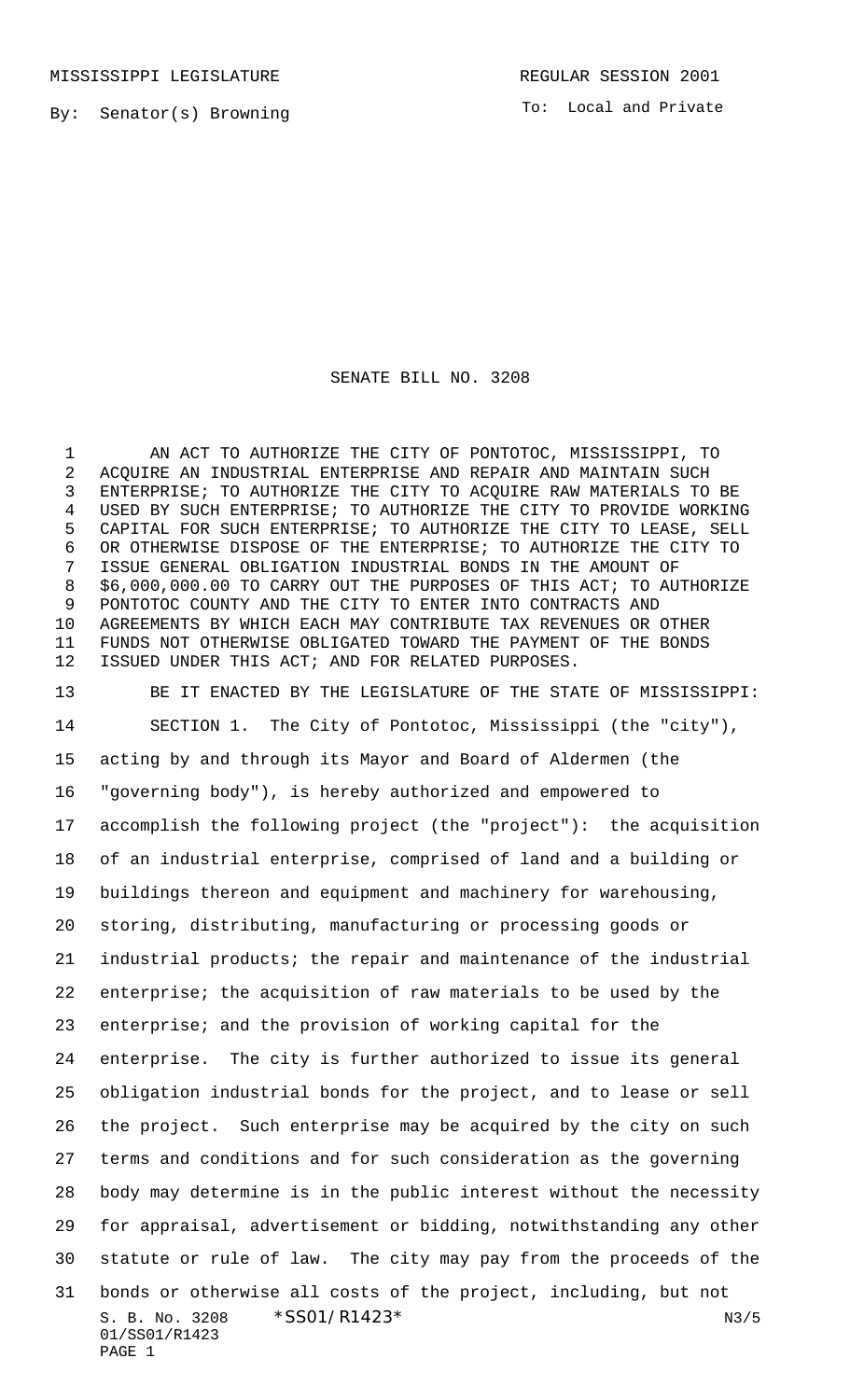MISSISSIPPI LEGISLATURE REGULAR SESSION 2001

By: Senator(s) Browning

To: Local and Private

# SENATE BILL NO. 3208

AN ACT TO AUTHORIZE THE CITY OF PONTOTOC, MISSISSIPPI, TO ACQUIRE AN INDUSTRIAL ENTERPRISE AND REPAIR AND MAINTAIN SUCH ENTERPRISE; TO AUTHORIZE THE CITY TO ACQUIRE RAW MATERIALS TO BE USED BY SUCH ENTERPRISE; TO AUTHORIZE THE CITY TO PROVIDE WORKING CAPITAL FOR SUCH ENTERPRISE; TO AUTHORIZE THE CITY TO LEASE, SELL OR OTHERWISE DISPOSE OF THE ENTERPRISE; TO AUTHORIZE THE CITY TO ISSUE GENERAL OBLIGATION INDUSTRIAL BONDS IN THE AMOUNT OF $6,000,000.00 TO CARRY OUT THE PURPOSES OF THIS ACT; TO AUTHORIZE PONTOTOC COUNTY AND THE CITY TO ENTER INTO CONTRACTS AND AGREEMENTS BY WHICH EACH MAY CONTRIBUTE TAX REVENUES OR OTHER FUNDS NOT OTHERWISE OBLIGATED TOWARD THE PAYMENT OF THE BONDS ISSUED UNDER THIS ACT; AND FOR RELATED PURPOSES.

BE IT ENACTED BY THE LEGISLATURE OF THE STATE OF MISSISSIPPI:

SECTION 1. The City of Pontotoc, Mississippi (the "city"), acting by and through its Mayor and Board of Aldermen (the "governing body"), is hereby authorized and empowered to accomplish the following project (the "project"): the acquisition of an industrial enterprise, comprised of land and a building or buildings thereon and equipment and machinery for warehousing, storing, distributing, manufacturing or processing goods or industrial products; the repair and maintenance of the industrial enterprise; the acquisition of raw materials to be used by the enterprise; and the provision of working capital for the enterprise. The city is further authorized to issue its general obligation industrial bonds for the project, and to lease or sell the project. Such enterprise may be acquired by the city on such terms and conditions and for such consideration as the governing body may determine is in the public interest without the necessity for appraisal, advertisement or bidding, notwithstanding any other statute or rule of law. The city may pay from the proceeds of the bonds or otherwise all costs of the project, including, but not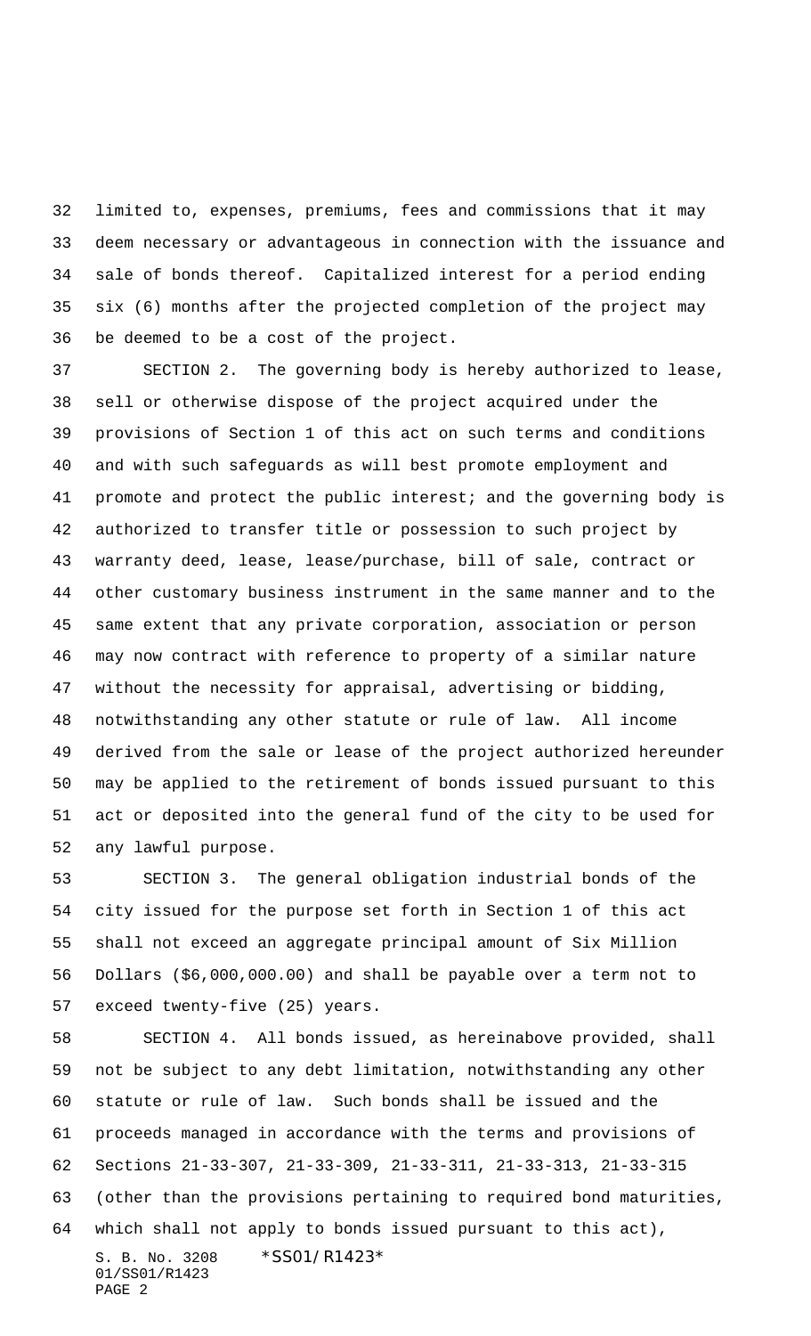limited to, expenses, premiums, fees and commissions that it may deem necessary or advantageous in connection with the issuance and sale of bonds thereof. Capitalized interest for a period ending six (6) months after the projected completion of the project may be deemed to be a cost of the project.

SECTION 2. The governing body is hereby authorized to lease, sell or otherwise dispose of the project acquired under the provisions of Section 1 of this act on such terms and conditions and with such safeguards as will best promote employment and promote and protect the public interest; and the governing body is authorized to transfer title or possession to such project by warranty deed, lease, lease/purchase, bill of sale, contract or other customary business instrument in the same manner and to the same extent that any private corporation, association or person may now contract with reference to property of a similar nature without the necessity for appraisal, advertising or bidding, notwithstanding any other statute or rule of law. All income derived from the sale or lease of the project authorized hereunder may be applied to the retirement of bonds issued pursuant to this act or deposited into the general fund of the city to be used for any lawful purpose.

SECTION 3. The general obligation industrial bonds of the city issued for the purpose set forth in Section 1 of this act shall not exceed an aggregate principal amount of Six Million Dollars ($6,000,000.00) and shall be payable over a term not to exceed twenty-five (25) years.

SECTION 4. All bonds issued, as hereinabove provided, shall not be subject to any debt limitation, notwithstanding any other statute or rule of law. Such bonds shall be issued and the proceeds managed in accordance with the terms and provisions of Sections 21-33-307, 21-33-309, 21-33-311, 21-33-313, 21-33-315 (other than the provisions pertaining to required bond maturities, which shall not apply to bonds issued pursuant to this act),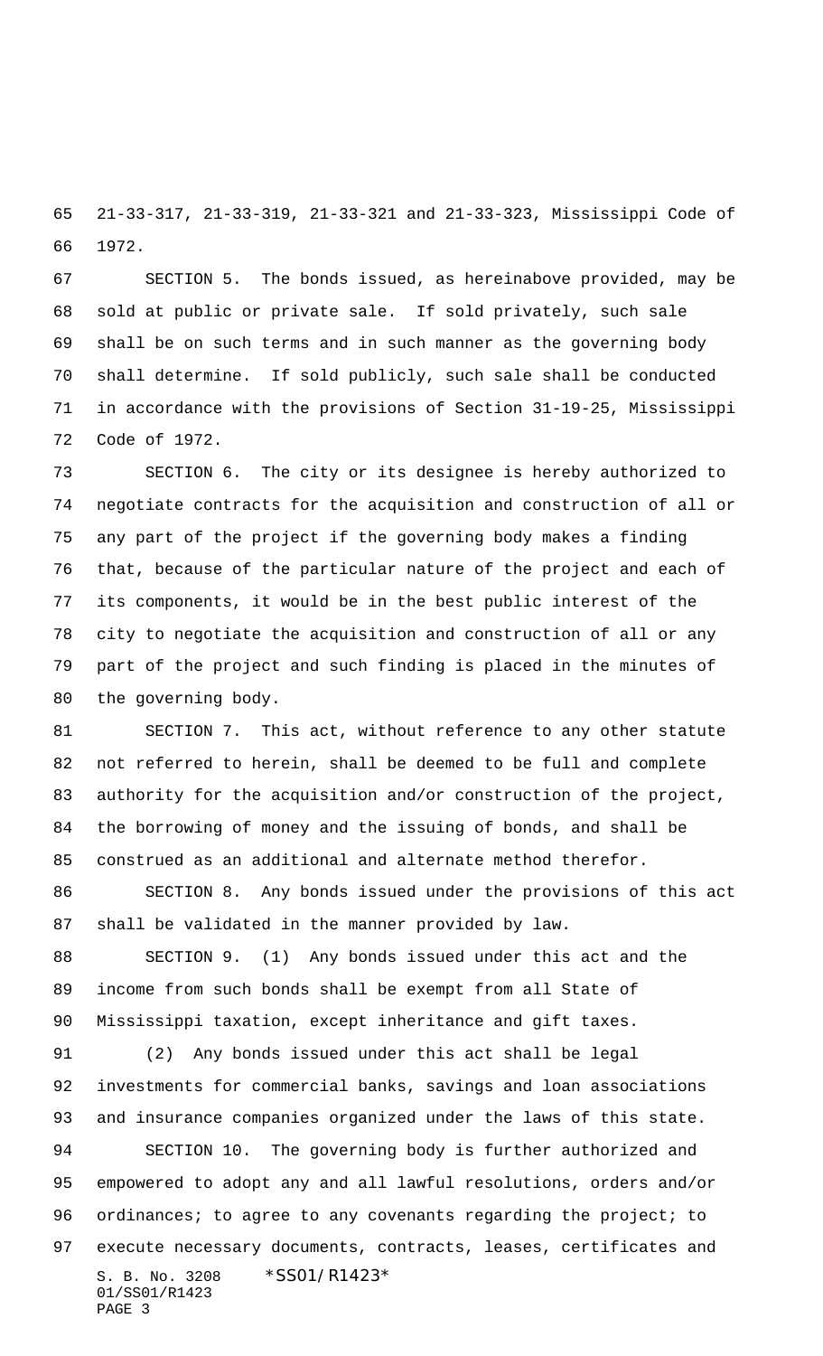21-33-317, 21-33-319, 21-33-321 and 21-33-323, Mississippi Code of 1972.

SECTION 5. The bonds issued, as hereinabove provided, may be sold at public or private sale. If sold privately, such sale shall be on such terms and in such manner as the governing body shall determine. If sold publicly, such sale shall be conducted in accordance with the provisions of Section 31-19-25, Mississippi Code of 1972.

SECTION 6. The city or its designee is hereby authorized to negotiate contracts for the acquisition and construction of all or any part of the project if the governing body makes a finding that, because of the particular nature of the project and each of its components, it would be in the best public interest of the city to negotiate the acquisition and construction of all or any part of the project and such finding is placed in the minutes of the governing body.

SECTION 7. This act, without reference to any other statute not referred to herein, shall be deemed to be full and complete authority for the acquisition and/or construction of the project, the borrowing of money and the issuing of bonds, and shall be construed as an additional and alternate method therefor.

SECTION 8. Any bonds issued under the provisions of this act shall be validated in the manner provided by law.

SECTION 9. (1) Any bonds issued under this act and the income from such bonds shall be exempt from all State of Mississippi taxation, except inheritance and gift taxes.

(2) Any bonds issued under this act shall be legal investments for commercial banks, savings and loan associations and insurance companies organized under the laws of this state.

SECTION 10. The governing body is further authorized and empowered to adopt any and all lawful resolutions, orders and/or ordinances; to agree to any covenants regarding the project; to execute necessary documents, contracts, leases, certificates and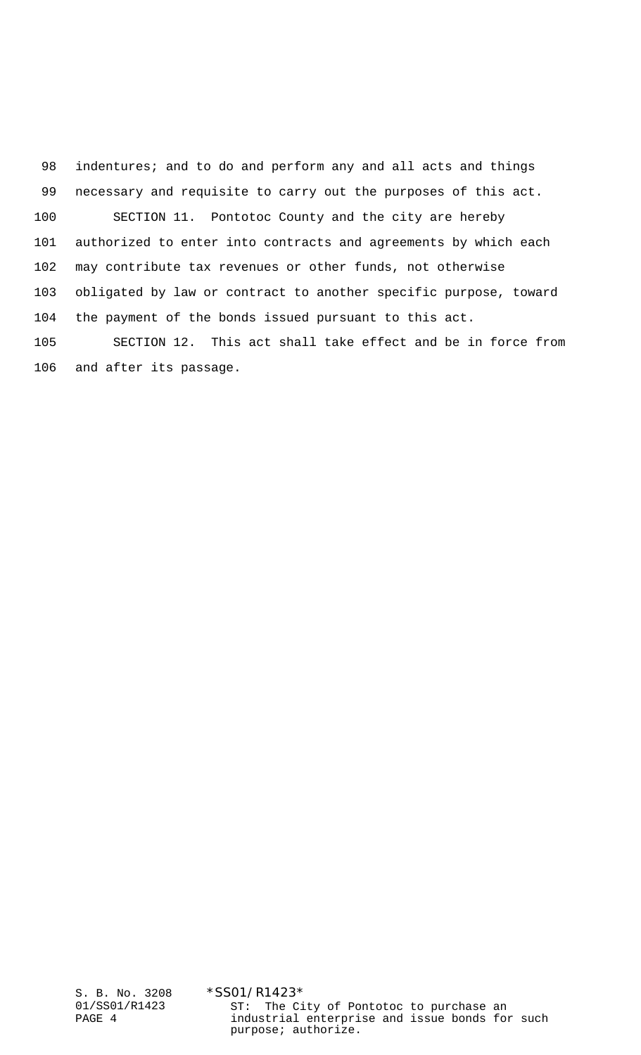indentures; and to do and perform any and all acts and things necessary and requisite to carry out the purposes of this act.

SECTION 11. Pontotoc County and the city are hereby authorized to enter into contracts and agreements by which each may contribute tax revenues or other funds, not otherwise obligated by law or contract to another specific purpose, toward the payment of the bonds issued pursuant to this act.

SECTION 12. This act shall take effect and be in force from and after its passage.